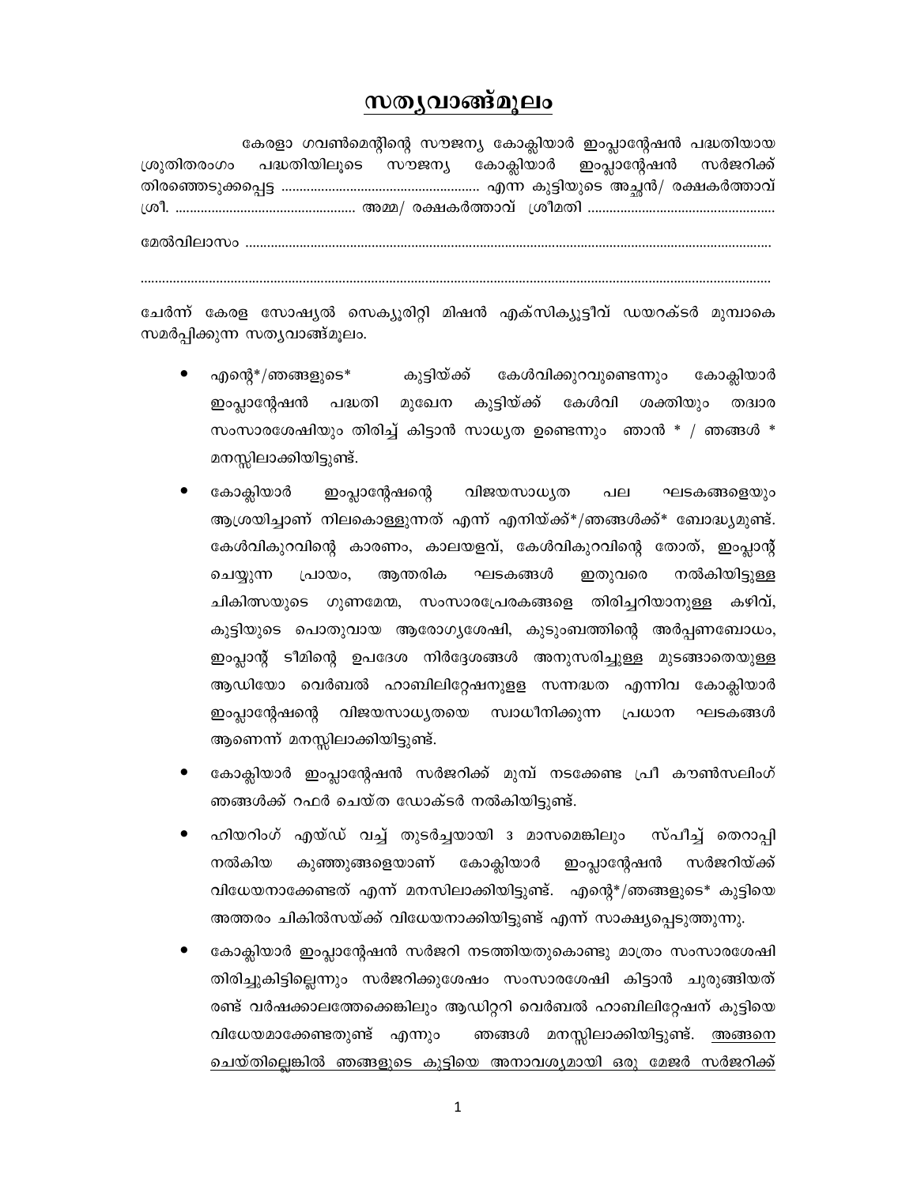# സത്യവാങ്ങ്മൂലം

കേരളാ ഗവൺമെന്റിന്റെ സൗജന്യ കോക്ലിയാർ ഇംപ്ലാന്റേഷൻ പദ്ധതിയായ ശ്രുതിതരംഗം പദ്ധതിയിലൂടെ സൗജന്യ കോക്ലിയാർ ഇംപ്ലാന്റേഷൻ സർജറിക്ക് തിരഞ്ഞെടുക്കപ്പെട്ട ...................................................... എന്ന കുട്ടിയുടെ അച്ഛൻ/ രക്ഷകർത്താവ് ശ്രീ. ................................................ അമ്മ/ രക്ഷകർത്താവ് ശ്രീമതി ...................................................

മേൽവിലാസം ....................................................................................................................................

.......................................................................................................................................................

ചേർന്ന് കേരള സോഷ്യൽ സെക്യൂരിറ്റി മിഷൻ എക്സിക്യൂട്ടീവ് ഡയറക്ടർ മുമ്പാകെ സമർപ്പിക്കുന്ന സത്യവാങ്ങ്മൂലം.

- എന്റെ*/ഞങ്ങളുടെ* കുട്ടിയ്ക്ക് കേൾവിക്കുറവുണ്ടെന്നും കോക്ലിയാർ ഇംപ്ലാന്റേഷൻ പദ്ധതി മുഖേന കുട്ടിയ്ക്ക് കേൾവി ശക്തിയും തദ്വാര സംസാരശേഷിയും തിരിച്ച് കിട്ടാൻ സാധ്യത ഉണ്ടെന്നും ഞാൻ * / ഞങ്ങൾ * മനസ്സിലാക്കിയിട്ടുണ്ട്.
- കോക്ലിയാർ ഇംപ്ലാന്റേഷന്റെ വിജയസാധ്യത പല ഘടകങ്ങളെയും ആശ്രയിച്ചാണ് നിലകൊള്ളുന്നത് എന്ന് എനിയ്ക്ക്*/ഞങ്ങൾക്ക്* ബോദ്ധ്യമുണ്ട്. കേൾവികുറവിന്റെ കാരണം, കാലയളവ്, കേൾവികുറവിന്റെ തോത്, ഇംപ്ലാന്റ് ചെയ്യുന്ന പ്രായം, ആന്തരിക ഘടകങ്ങൾ ഇതുവരെ നൽകിയിട്ടുള്ള ചികിത്സയുടെ ഗുണമേന്മ, സംസാരപ്രേരകങ്ങളെ തിരിച്ചറിയാനുള്ള കഴിവ്, കുട്ടിയുടെ പൊതുവായ ആരോഗ്യശേഷി, കുടുംബത്തിന്റെ അർപ്പണബോധം, ഇംപ്ലാന്റ് ടീമിന്റെ ഉപദേശ നിർദ്ദേശങ്ങൾ അനുസരിച്ചുള്ള മുടങ്ങാതെയുള്ള ആഡിയോ വെർബൽ ഹാബിലിറ്റേഷനുള്ള സന്നദ്ധത എന്നിവ കോക്ലിയാർ ഇംപ്ലാന്റേഷന്റെ വിജയസാധ്യതയെ സ്വാധീനിക്കുന്ന പ്രധാന ഘടകങ്ങൾ ആണെന്ന് മനസ്സിലാക്കിയിട്ടുണ്ട്.
- കോക്ലിയാർ ഇംപ്ലാന്റേഷൻ സർജറിക്ക് മുമ്പ് നടക്കേണ്ട പ്രീ കൗൺസലിംഗ് ഞങ്ങൾക്ക് റഫർ ചെയ്ത ഡോക്ടർ നൽകിയിട്ടുണ്ട്.
- ഹിയറിംഗ് എയ്ഡ് വച്ച് തുടർച്ചയായി 3 മാസമെങ്കിലും സ്പീച്ച് തെറാപ്പി നൽകിയ കുഞ്ഞുങ്ങളെയാണ് കോക്ലിയാർ ഇംപ്ലാന്റേഷൻ സർജറിയ്ക്ക് വിധേയനാക്കേണ്ടത് എന്ന് മനസിലാക്കിയിട്ടുണ്ട്. എന്റെ*/ഞങ്ങളുടെ* കുട്ടിയെ അത്തരം ചികിൽസയ്ക്ക് വിധേയനാക്കിയിട്ടുണ്ട് എന്ന് സാക്ഷ്യപ്പെടുത്തുന്നു.
- കോക്ലിയാർ ഇംപ്ലാന്റേഷൻ സർജറി നടത്തിയതുകൊണ്ടു മാത്രം സംസാരശേഷി തിരിച്ചുകിട്ടില്ലെന്നും സർജറിക്കുശേഷം സംസാരശേഷി കിട്ടാൻ ചുരുങ്ങിയത് രണ്ട് വർഷക്കാലത്തേക്കെങ്കിലും ആഡിറ്ററി വെർബൽ ഹാബിലിറ്റേഷന് കുട്ടിയെ വിധേയമാക്കേണ്ടതുണ്ട് എന്നും ഞങ്ങൾ മനസ്സിലാക്കിയിട്ടുണ്ട്. <u>അങ്ങനെ ചെയ്തില്ലെങ്കിൽ ഞങ്ങളുടെ കുട്ടിയെ അനാവശ്യമായി ഒരു മേജർ സർജറിക്ക്</u>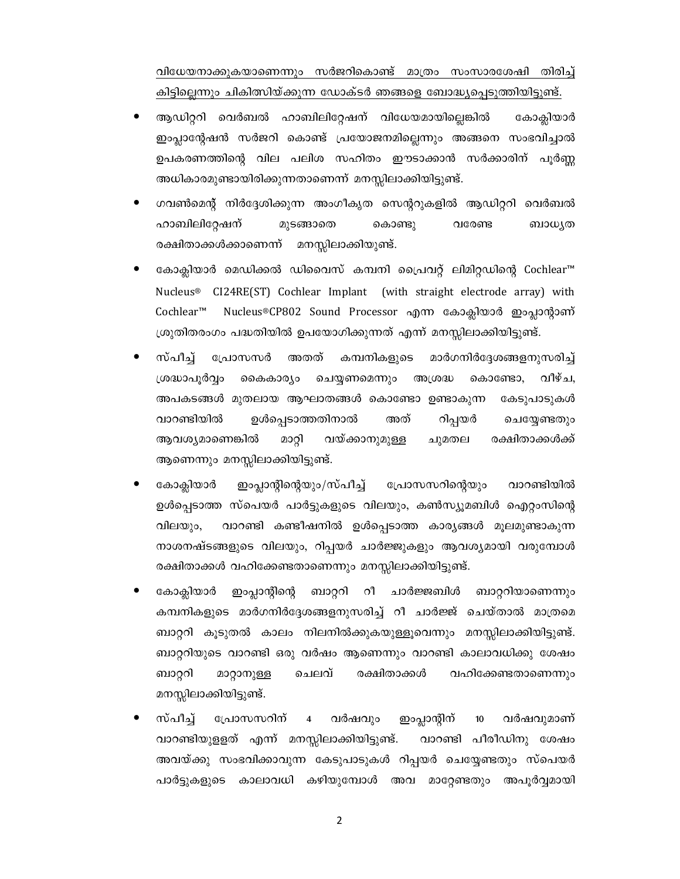<u>വിധേയനാക്കുകയാണെന്നും സർജറികൊണ്ട് മാത്രം സംസാരശേഷി തിരിച്ച് കിട്ടില്ലെന്നും ചികിത്സിയ്ക്കുന്ന ഡോക്ടർ ഞങ്ങളെ ബോദ്ധ്യപ്പെടുത്തിയിട്ടുണ്ട്.</u>

- ആഡിറ്ററി വെർബൽ ഹാബിലിറ്റേഷന് വിധേയമായില്ലെങ്കിൽ കോക്ലിയാർ ഇംപ്ലാന്റേഷൻ സർജറി കൊണ്ട് പ്രയോജനമില്ലെന്നും അങ്ങനെ സംഭവിച്ചാൽ ഉപകരണത്തിന്റെ വില പലിശ സഹിതം ഈടാക്കാൻ സർക്കാരിന് പൂർണ്ണ അധികാരമുണ്ടായിരിക്കുന്നതാണെന്ന് മനസ്സിലാക്കിയിട്ടുണ്ട്.
- ഗവൺമെന്റ് നിർദ്ദേശിക്കുന്ന അംഗീകൃത സെന്ററുകളിൽ ആഡിറ്ററി വെർബൽ ഹാബിലിറ്റേഷന് മുടങ്ങാതെ കൊണ്ടു വരേണ്ട ബാധ്യത രക്ഷിതാക്കൾക്കാണെന്ന് മനസ്സിലാക്കിയുണ്ട്.
- കോക്ലിയാർ മെഡിക്കൽ ഡിവൈസ് കമ്പനി പ്രൈവറ്റ് ലിമിറ്റഡിന്റെ Cochlear™ Nucleus® CI24RE(ST) Cochlear Implant (with straight electrode array) with Cochlear™ Nucleus®CP802 Sound Processor എന്ന കോക്ലിയാർ ഇംപ്ലാന്റാണ് ശ്രുതിതരംഗം പദ്ധതിയിൽ ഉപയോഗിക്കുന്നത് എന്ന് മനസ്സിലാക്കിയിട്ടുണ്ട്.
- സ്പീച്ച് പ്രോസസർ അതത് കമ്പനികളുടെ മാർഗനിർദ്ദേശങ്ങളനുസരിച്ച് ശ്രദ്ധാപൂർവ്വം കൈകാര്യം ചെയ്യണമെന്നും അശ്രദ്ധ കൊണ്ടോ, വീഴ്ച, അപകടങ്ങൾ മുതലായ ആഘാതങ്ങൾ കൊണ്ടോ ഉണ്ടാകുന്ന കേടുപാടുകൾ വാറണ്ടിയിൽ ഉൾപ്പെടാത്തതിനാൽ അത് റിപ്പയർ ചെയ്യേണ്ടതും ആവശ്യമാണെങ്കിൽ മാറ്റി വയ്ക്കാനുമുള്ള ചുമതല രക്ഷിതാക്കൾക്ക് ആണെന്നും മനസ്സിലാക്കിയിട്ടുണ്ട്.
- കോക്ലിയാർ ഇംപ്ലാന്റിന്റെയും/സ്പീച്ച് പ്രോസസറിന്റെയും വാറണ്ടിയിൽ ഉൾപ്പെടാത്ത സ്പെയർ പാർട്ടുകളുടെ വിലയും, കൺസ്യൂമബിൾ ഐറ്റംസിന്റെ വിലയും, വാറണ്ടി കണ്ടീഷനിൽ ഉൾപ്പെടാത്ത കാര്യങ്ങൾ മൂലമുണ്ടാകുന്ന നാശനഷ്ടങ്ങളുടെ വിലയും, റിപ്പയർ ചാർജ്ജുകളും ആവശ്യമായി വരുമ്പോൾ രക്ഷിതാക്കൾ വഹിക്കേണ്ടതാണെന്നും മനസ്സിലാക്കിയിട്ടുണ്ട്.
- കോക്ലിയാർ ഇംപ്ലാന്റിന്റെ ബാറ്ററി റീ ചാർജ്ജബിൾ ബാറ്ററിയാണെന്നും കമ്പനികളുടെ മാർഗനിർദ്ദേശങ്ങളനുസരിച്ച് റീ ചാർജ്ജ് ചെയ്താൽ മാത്രമെ ബാറ്ററി കൂടുതൽ കാലം നിലനിൽക്കുകയുള്ളൂവെന്നും മനസ്സിലാക്കിയിട്ടുണ്ട്. ബാറ്ററിയുടെ വാറണ്ടി ഒരു വർഷം ആണെന്നും വാറണ്ടി കാലാവധിക്കു ശേഷം ബാറ്ററി മാറ്റാനുള്ള ചെലവ് രക്ഷിതാക്കൾ വഹിക്കേണ്ടതാണെന്നും മനസ്സിലാക്കിയിട്ടുണ്ട്.
- സ്പീച്ച് പ്രോസസറിന് 4 വർഷവും ഇംപ്ലാന്റിന് 10 വർഷവുമാണ് വാറണ്ടിയുള്ളത് എന്ന് മനസ്സിലാക്കിയിട്ടുണ്ട്. വാറണ്ടി പീരീഡിനു ശേഷം അവയ്ക്കു സംഭവിക്കാവുന്ന കേടുപാടുകൾ റിപ്പയർ ചെയ്യേണ്ടതും സ്പെയർ പാർട്ടുകളുടെ കാലാവധി കഴിയുമ്പോൾ അവ മാറ്റേണ്ടതും അപൂർവ്വമായി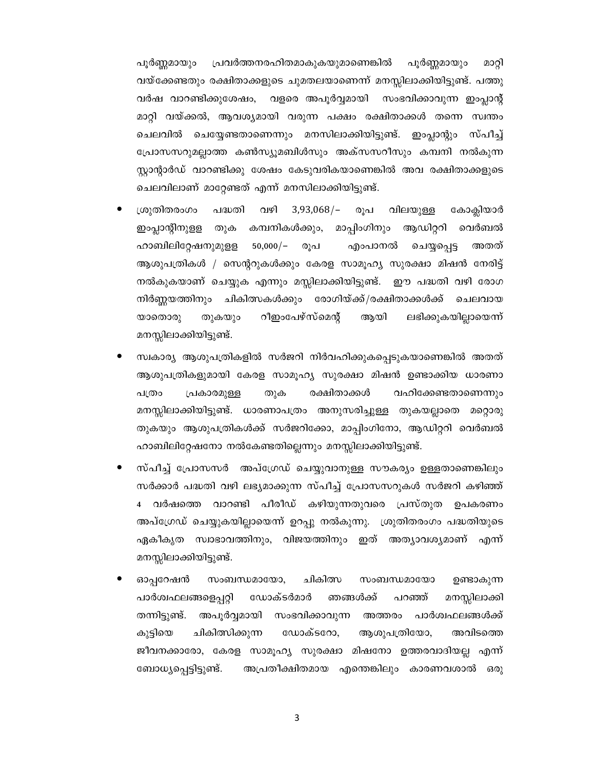പൂർണ്ണമായും പ്രവർത്തനരഹിതമാകുകയുമാണെങ്കിൽ പൂർണ്ണമായും മാറ്റി വയ്ക്കേണ്ടതും രക്ഷിതാക്കളുടെ ചുമതലയാണെന്ന് മനസ്സിലാക്കിയിട്ടുണ്ട്. പത്തു വർഷ വാറണ്ടിക്കുശേഷം, വളരെ അപൂർവ്വമായി സംഭവിക്കാവുന്ന ഇംപ്ലാന്റ് മാറ്റി വയ്ക്കൽ, ആവശ്യമായി വരുന്ന പക്ഷം രക്ഷിതാക്കൾ തന്നെ സ്വന്തം ചെലവിൽ ചെയ്യേണ്ടതാണെന്നും മനസിലാക്കിയിട്ടുണ്ട്. ഇംപ്ലാന്റും സ്പീച്ച് പ്രോസസറുമല്ലാത്ത കൺസ്യൂമബിൾസും അക്സസറീസും കമ്പനി നൽകുന്ന സ്റ്റാന്റേർഡ് വാറണ്ടിക്കു ശേഷം കേടുവരികയാണെങ്കിൽ അവ രക്ഷിതാക്കളുടെ ചെലവിലാണ് മാറ്റേണ്ടത് എന്ന് മനസിലാക്കിയിട്ടുണ്ട്.

- ശ്രുതിതരംഗം പദ്ധതി വഴി 3,93,068/– രൂപ വിലയുള്ള കോക്ലിയാർ ഇംപ്ലാന്റിനുള്ള തുക കമ്പനികൾക്കും, മാപ്പിംഗിനും ആഡിറ്ററി വെർബൽ ഹാബിലിറ്റേഷനുമുള്ള 50,000/– രൂപ എംപാനൽ ചെയ്യപ്പെട്ട അതത് ആശുപത്രികൾ / സെന്ററുകൾക്കും കേരള സാമൂഹ്യ സുരക്ഷാ മിഷൻ നേരിട്ട് നൽകുകയാണ് ചെയ്യുക എന്നും മസ്സിലാക്കിയിട്ടുണ്ട്. ഈ പദ്ധതി വഴി രോഗ നിർണ്ണയത്തിനും ചികിത്സകൾക്കും രോഗിയ്ക്ക്/രക്ഷിതാക്കൾക്ക് ചെലവായ യാതൊരു തുകയും റീഇംപേഴ്സ്മെന്റ് ആയി ലഭിക്കുകയില്ലായെന്ന് മനസ്സിലാക്കിയിട്ടുണ്ട്.
- സ്വകാര്യ ആശുപത്രികളിൽ സർജറി നിർവഹിക്കുകപ്പെടുകയാണെങ്കിൽ അതത് ആശുപത്രികളുമായി കേരള സാമൂഹ്യ സുരക്ഷാ മിഷൻ ഉണ്ടാക്കിയ ധാരണാ പത്രം പ്രകാരമുള്ള തുക രക്ഷിതാക്കൾ വഹിക്കേണ്ടതാണെന്നും മനസ്സിലാക്കിയിട്ടുണ്ട്. ധാരണാപത്രം അനുസരിച്ചുള്ള തുകയല്ലാതെ മറ്റൊരു തുകയും ആശുപത്രികൾക്ക് സർജറിക്കോ, മാപ്പിംഗിനോ, ആഡിറ്ററി വെർബൽ ഹാബിലിറ്റേഷനോ നൽകേണ്ടതില്ലെന്നും മനസ്സിലാക്കിയിട്ടുണ്ട്.
- സ്പീച്ച് പ്രോസസർ അപ്ഗ്രേഡ് ചെയ്യുവാനുള്ള സൗകര്യം ഉള്ളതാണെങ്കിലും സർക്കാർ പദ്ധതി വഴി ലഭ്യമാക്കുന്ന സ്പീച്ച് പ്രോസസറുകൾ സർജറി കഴിഞ്ഞ് 4 വർഷത്തെ വാറണ്ടി പീരീഡ് കഴിയുന്നതുവരെ പ്രസ്തുത ഉപകരണം അപ്ഗ്രേഡ് ചെയ്യുകയില്ലായെന്ന് ഉറപ്പു നൽകുന്നു. ശ്രുതിതരംഗം പദ്ധതിയുടെ ഏകീകൃത സ്വാഭാവത്തിനും, വിജയത്തിനും ഇത് അത്യാവശ്യമാണ് എന്ന് മനസ്സിലാക്കിയിട്ടുണ്ട്.
- ഓപ്പറേഷൻ സംബന്ധമായോ, ചികിത്സ സംബന്ധമായോ ഉണ്ടാകുന്ന പാർശ്വഫലങ്ങളെപ്പറ്റി ഡോക്ടർമാർ ഞങ്ങൾക്ക് പറഞ്ഞ് മനസ്സിലാക്കി തന്നിട്ടുണ്ട്. അപൂർവ്വമായി സംഭവിക്കാവുന്ന അത്തരം പാർശ്വഫലങ്ങൾക്ക് കുട്ടിയെ ചികിത്സിക്കുന്ന ഡോക്ടറോ, ആശുപത്രിയോ, അവിടത്തെ ജീവനക്കാരോ, കേരള സാമൂഹ്യ സുരക്ഷാ മിഷനോ ഉത്തരവാദിയല്ല എന്ന് ബോധ്യപ്പെട്ടിട്ടുണ്ട്. അപ്രതീക്ഷിതമായ എന്തെങ്കിലും കാരണവശാൽ ഒരു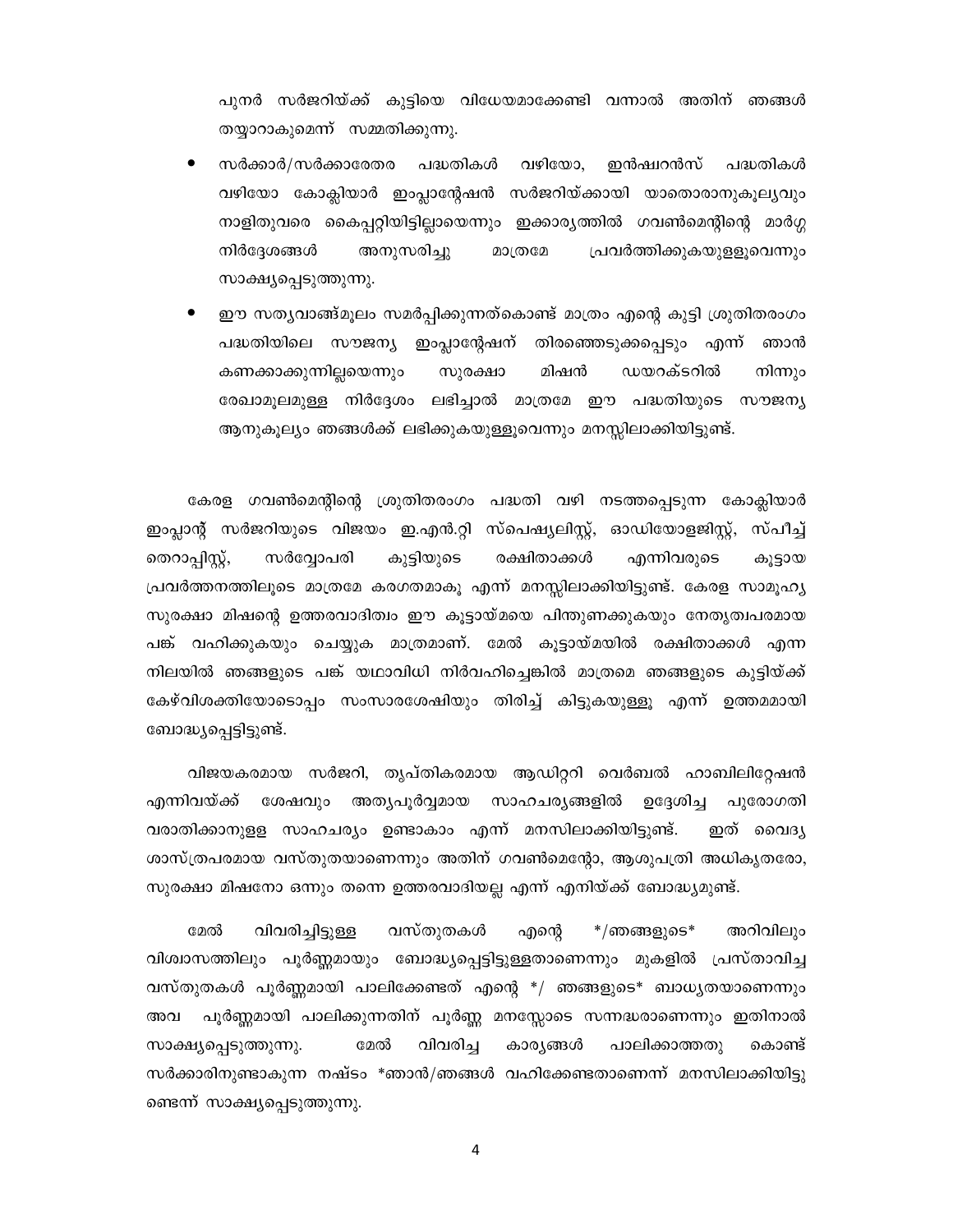പുനർ സർജറിയ്ക്ക് കുട്ടിയെ വിധേയമാക്കേണ്ടി വന്നാൽ അതിന് ഞങ്ങൾ തയ്യാറാകുമെന്ന് സമ്മതിക്കുന്നു.

- സർക്കാർ/സർക്കാരേതര പദ്ധതികൾ വഴിയോ, ഇൻഷ്വറൻസ് പദ്ധതികൾ വഴിയോ കോക്ലിയാർ ഇംപ്ലാന്റേഷൻ സർജറിയ്ക്കായി യാതൊരാനുകൂല്യവും നാളിതുവരെ കൈപ്പറ്റിയിട്ടില്ലായെന്നും ഇക്കാര്യത്തിൽ ഗവൺമെന്റിന്റെ മാർഗ്ഗ നിർദ്ദേശങ്ങൾ അനുസരിച്ചു മാത്രമേ പ്രവർത്തിക്കുകയുള്ളൂവെന്നും സാക്ഷ്യപ്പെടുത്തുന്നു.
- ഈ സത്യവാങ്മൂലം സമർപ്പിക്കുന്നത്കൊണ്ട് മാത്രം എന്റെ കുട്ടി ശ്രുതിതരംഗം പദ്ധതിയിലെ സൗജന്യ ഇംപ്ലാന്റേഷന് തിരഞ്ഞെടുക്കപ്പെടും എന്ന് ഞാൻ കണക്കാക്കുന്നില്ലയെന്നും സുരക്ഷാ മിഷൻ ഡയറക്ടറിൽ നിന്നും രേഖാമൂലമുള്ള നിർദ്ദേശം ലഭിച്ചാൽ മാത്രമേ ഈ പദ്ധതിയുടെ സൗജന്യ ആനുകൂല്യം ഞങ്ങൾക്ക് ലഭിക്കുകയുള്ളൂവെന്നും മനസ്സിലാക്കിയിട്ടുണ്ട്.

കേരള ഗവൺമെന്റിന്റെ ശ്രുതിതരംഗം പദ്ധതി വഴി നടത്തപ്പെടുന്ന കോക്ലിയാർ ഇംപ്ലാന്റ് സർജറിയുടെ വിജയം ഇ.എൻ.റ്റി സ്പെഷ്യലിസ്റ്റ്, ഓഡിയോളജിസ്റ്റ്, സ്പീച്ച് തെറാപ്പിസ്റ്റ്, സർവ്വോപരി കുട്ടിയുടെ രക്ഷിതാക്കൾ എന്നിവരുടെ കൂട്ടായ പ്രവർത്തനത്തിലൂടെ മാത്രമേ കരഗതമാകൂ എന്ന് മനസ്സിലാക്കിയിട്ടുണ്ട്. കേരള സാമൂഹ്യ സുരക്ഷാ മിഷന്റെ ഉത്തരവാദിത്വം ഈ കൂട്ടായ്മയെ പിന്തുണക്കുകയും നേതൃത്വപരമായ പങ്ക് വഹിക്കുകയും ചെയ്യുക മാത്രമാണ്. മേൽ കൂട്ടായ്മയിൽ രക്ഷിതാക്കൾ എന്ന നിലയിൽ ഞങ്ങളുടെ പങ്ക് യഥാവിധി നിർവഹിച്ചെങ്കിൽ മാത്രമെ ഞങ്ങളുടെ കുട്ടിയ്ക്ക് കേഴ്‌വിശക്തിയോടൊപ്പം സംസാരശേഷിയും തിരിച്ച് കിട്ടുകയുള്ളൂ എന്ന് ഉത്തമമായി ബോദ്ധ്യപ്പെട്ടിട്ടുണ്ട്.

വിജയകരമായ സർജറി, തൃപ്തികരമായ ആഡിറ്ററി വെർബൽ ഹാബിലിറ്റേഷൻ എന്നിവയ്ക്ക് ശേഷവും അത്യപൂർവ്വമായ സാഹചര്യങ്ങളിൽ ഉദ്ദേശിച്ച പുരോഗതി വരാതിക്കാനുള്ള സാഹചര്യം ഉണ്ടാകാം എന്ന് മനസിലാക്കിയിട്ടുണ്ട്. ഇത് വൈദ്യ ശാസ്ത്രപരമായ വസ്തുതയാണെന്നും അതിന് ഗവൺമെന്റോ, ആശുപത്രി അധികൃതരോ, സുരക്ഷാ മിഷനോ ഒന്നും തന്നെ ഉത്തരവാദിയല്ല എന്ന് എനിയ്ക്ക് ബോദ്ധ്യമുണ്ട്.

മേൽ വിവരിച്ചിട്ടുള്ള വസ്തുതകൾ എന്റെ */ഞങ്ങളുടെ* അറിവിലും വിശ്വാസത്തിലും പൂർണ്ണമായും ബോദ്ധ്യപ്പെട്ടിട്ടുള്ളതാണെന്നും മുകളിൽ പ്രസ്താവിച്ച വസ്തുതകൾ പൂർണ്ണമായി പാലിക്കേണ്ടത് എന്റെ */ ഞങ്ങളുടെ* ബാധ്യതയാണെന്നും അവ പൂർണ്ണമായി പാലിക്കുന്നതിന് പൂർണ്ണ മനസ്സോടെ സന്നദ്ധരാണെന്നും ഇതിനാൽ സാക്ഷ്യപ്പെടുത്തുന്നു. മേൽ വിവരിച്ച കാര്യങ്ങൾ പാലിക്കാത്തതു കൊണ്ട് സർക്കാരിനുണ്ടാകുന്ന നഷ്ടം *ഞാൻ/ഞങ്ങൾ വഹിക്കേണ്ടതാണെന്ന് മനസിലാക്കിയിട്ടുണ്ടെന്ന് സാക്ഷ്യപ്പെടുത്തുന്നു.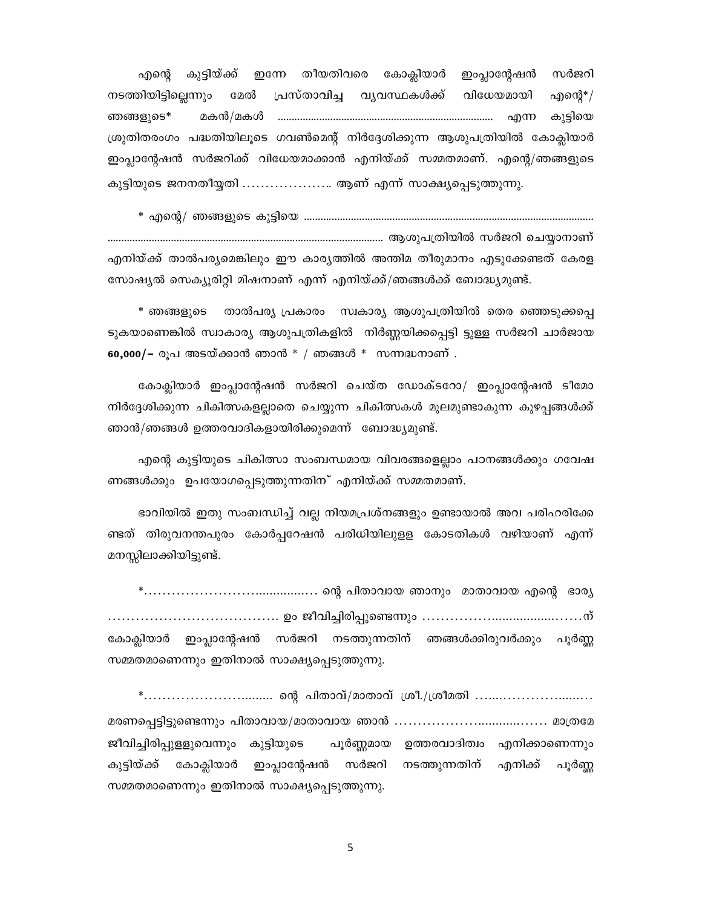എന്റെ കുട്ടിയ്ക്ക് ഇന്നേ തീയതിവരെ കോക്ലിയാർ ഇംപ്ലാന്റേഷൻ സർജറി നടത്തിയിട്ടില്ലെന്നും മേൽ പ്രസ്താവിച്ച വ്യവസ്ഥകൾക്ക് വിധേയമായി എന്റെ*/ ഞങ്ങളുടെ* മകൻ/മകൾ ............................................................................ എന്ന കുട്ടിയെ ശ്രുതിതരംഗം പദ്ധതിയിലൂടെ ഗവൺമെന്റ് നിർദ്ദേശിക്കുന്ന ആശുപത്രിയിൽ കോക്ലിയാർ ഇംപ്ലാന്റേഷൻ സർജറിക്ക് വിധേയമാക്കാൻ എനിയ്ക്ക് സമ്മതമാണ്. എന്റെ/ഞങ്ങളുടെ കുട്ടിയുടെ ജനനതീയ്യതി ……………….. ആണ് എന്ന് സാക്ഷ്യപ്പെടുത്തുന്നു.

* എന്റെ/ ഞങ്ങളുടെ കുട്ടിയെ ........................................................................................................ ......................................................................................................... ആശുപത്രിയിൽ സർജറി ചെയ്യാനാണ് എനിയ്ക്ക് താൽപര്യമെങ്കിലും ഈ കാര്യത്തിൽ അന്തിമ തീരുമാനം എടുക്കേണ്ടത് കേരള സോഷ്യൽ സെക്യൂരിറ്റി മിഷനാണ് എന്ന് എനിയ്ക്ക്/ഞങ്ങൾക്ക് ബോദ്ധ്യമുണ്ട്.

* ഞങ്ങളുടെ താൽപര്യ പ്രകാരം സ്വകാര്യ ആശുപത്രിയിൽ തെര ഞ്ഞെടുക്കപ്പെ ടുകയാണെങ്കിൽ സ്വാകാര്യ ആശുപത്രികളിൽ നിർണ്ണയിക്കപ്പെട്ടി ട്ടുള്ള സർജറി ചാർജായ **60,000/–** രൂപ അടയ്ക്കാൻ ഞാൻ * / ഞങ്ങൾ * സന്നദ്ധനാണ് .

കോക്ലിയാർ ഇംപ്ലാന്റേഷൻ സർജറി ചെയ്ത ഡോക്ടറോ/ ഇംപ്ലാന്റേഷൻ ടീമോ നിർദ്ദേശിക്കുന്ന ചികിത്സകളല്ലാതെ ചെയ്യുന്ന ചികിത്സകൾ മൂലമുണ്ടാകുന്ന കുഴപ്പങ്ങൾക്ക് ഞാൻ/ഞങ്ങൾ ഉത്തരവാദികളായിരിക്കുമെന്ന് ബോദ്ധ്യമുണ്ട്.

എന്റെ കുട്ടിയുടെ ചികിത്സാ സംബന്ധമായ വിവരങ്ങളെല്ലാം പഠനങ്ങൾക്കും ഗവേഷ ണങ്ങൾക്കും ഉപയോഗപ്പെടുത്തുന്നതിന് എനിയ്ക്ക് സമ്മതമാണ്.

ഭാവിയിൽ ഇതു സംബന്ധിച്ച് വല്ല നിയമപ്രശ്നങ്ങളും ഉണ്ടായാൽ അവ പരിഹരിക്കേ ണ്ടത് തിരുവനന്തപുരം കോർപ്പറേഷൻ പരിധിയിലുളള കോടതികൾ വഴിയാണ് എന്ന് മനസ്സിലാക്കിയിട്ടുണ്ട്.

*……………………............…. ന്റെ പിതാവായ ഞാനും മാതാവായ എന്റെ ഭാര്യ ………………………………. ഉം ജീവിച്ചിരിപ്പുണ്ടെന്നും ……………...................……ന് കോക്ലിയാർ ഇംപ്ലാന്റേഷൻ സർജറി നടത്തുന്നതിന് ഞങ്ങൾക്കിരുവർക്കും പൂർണ്ണ സമ്മതമാണെന്നും ഇതിനാൽ സാക്ഷ്യപ്പെടുത്തുന്നു.

*…………………......... ന്റെ പിതാവ്/മാതാവ് ശ്രീ./ശ്രീമതി …....……………....…. മരണപ്പെട്ടിട്ടുണ്ടെന്നും പിതാവായ/മാതാവായ ഞാൻ ……………….............……. മാത്രമേ ജീവിച്ചിരിപ്പുള്ളുവെന്നും കുട്ടിയുടെ പൂർണ്ണമായ ഉത്തരവാദിത്വം എനിക്കാണെന്നും കുട്ടിയ്ക്ക് കോക്ലിയാർ ഇംപ്ലാന്റേഷൻ സർജറി നടത്തുന്നതിന് എനിക്ക് പൂർണ്ണ സമ്മതമാണെന്നും ഇതിനാൽ സാക്ഷ്യപ്പെടുത്തുന്നു.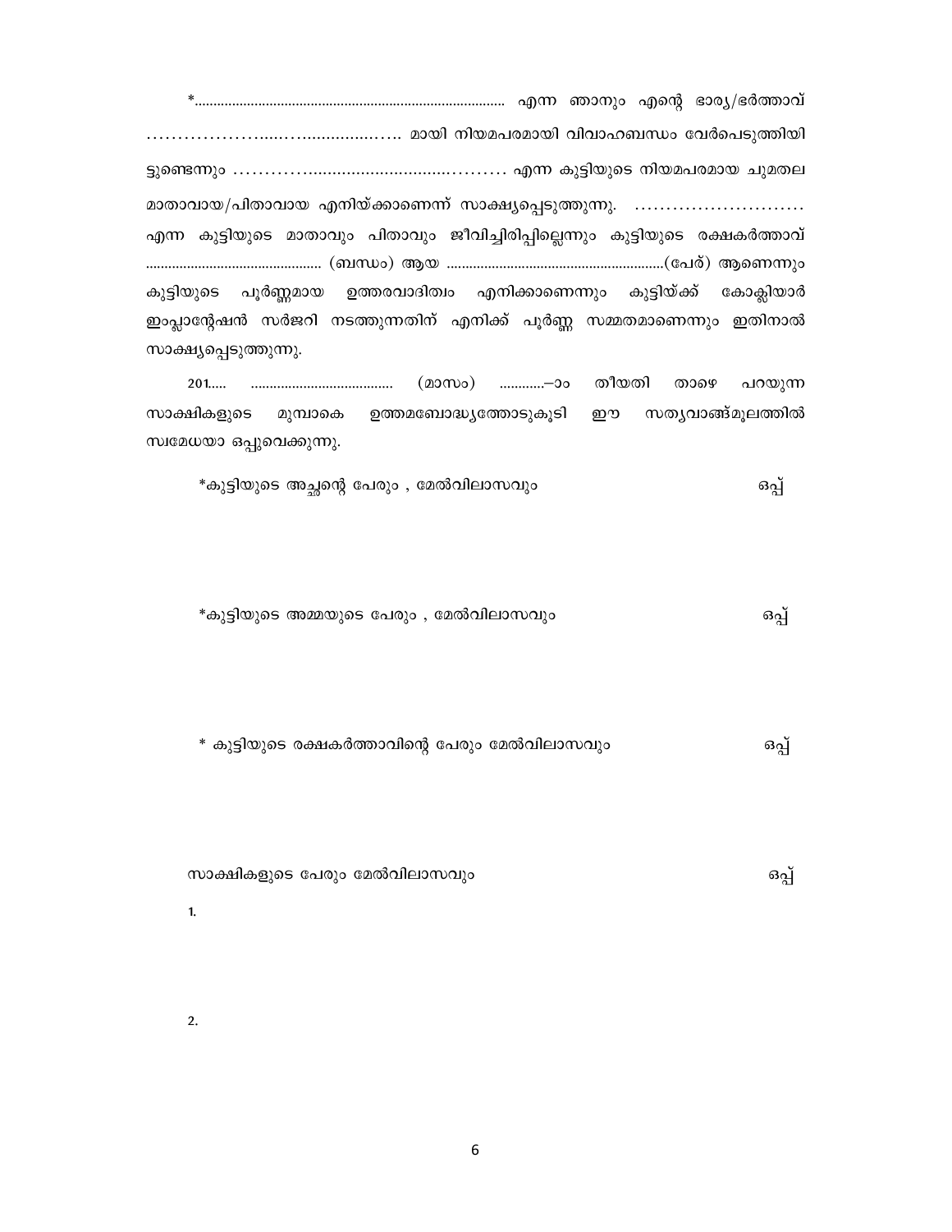*................................................................................ എന്ന ഞാനും എന്റെ ഭാര്യ/ഭർത്താവ് ………………...…...............…….. മായി നിയമപരമായി വിവാഹബന്ധം വേർപെടുത്തിയിട്ടുണ്ടെന്നും ………….........................……….. എന്ന കുട്ടിയുടെ നിയമപരമായ ചുമതല മാതാവായ/പിതാവായ എനിയ്ക്കാണെന്ന് സാക്ഷ്യപ്പെടുത്തുന്നു. ……………………… എന്ന കുട്ടിയുടെ മാതാവും പിതാവും ജീവിച്ചിരിപ്പില്ലെന്നും കുട്ടിയുടെ രക്ഷകർത്താവ് ............................................ (ബന്ധം) ആയ ........................................................(പേര്) ആണെന്നും കുട്ടിയുടെ പൂർണ്ണമായ ഉത്തരവാദിത്വം എനിക്കാണെന്നും കുട്ടിയ്ക്ക് കോക്ലിയാർ ഇംപ്ലാന്റേഷൻ സർജറി നടത്തുന്നതിന് എനിക്ക് പൂർണ്ണ സമ്മതമാണെന്നും ഇതിനാൽ സാക്ഷ്യപ്പെടുത്തുന്നു.

201..... ...................................... (മാസം) ...........–ാം തീയതി താഴെ പറയുന്ന സാക്ഷികളുടെ മുമ്പാകെ ഉത്തമബോദ്ധ്യത്തോടുകൂടി ഈ സത്യവാങ്മൂലത്തിൽ സ്വമേധയാ ഒപ്പുവെക്കുന്നു.

*കുട്ടിയുടെ അച്ഛന്റെ പേരും , മേൽവിലാസവും ഒപ്പ്

*കുട്ടിയുടെ അമ്മയുടെ പേരും , മേൽവിലാസവും ഒപ്പ്

* കുട്ടിയുടെ രക്ഷകർത്താവിന്റെ പേരും മേൽവിലാസവും ഒപ്പ്

സാക്ഷികളുടെ പേരും മേൽവിലാസവും ഒപ്പ്

1.

2.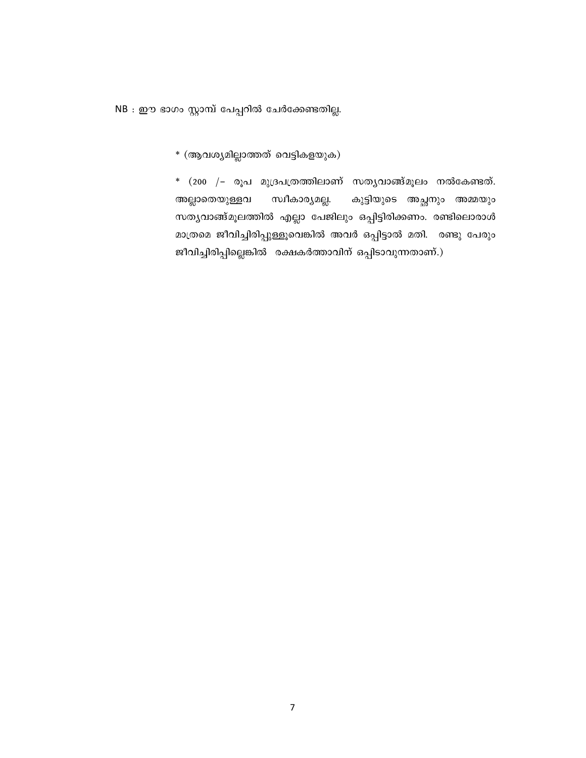NB : ഈ ഭാഗം സ്റ്റാമ്പ് പേപ്പറിൽ ചേർക്കേണ്ടതില്ല.

* (ആവശ്യമില്ലാത്തത് വെട്ടികളയുക)

* (200 /- രൂപ മുദ്രപത്രത്തിലാണ് സത്യവാങ്മൂലം നൽകേണ്ടത്. അല്ലാതെയുള്ളവ സ്വീകാര്യമല്ല. കുട്ടിയുടെ അച്ഛനും അമ്മയും സത്യവാങ്മൂലത്തിൽ എല്ലാ പേജിലും ഒപ്പിട്ടിരിക്കണം. രണ്ടിലൊരാൾ മാത്രമെ ജീവിച്ചിരിപ്പുള്ളൂവെങ്കിൽ അവർ ഒപ്പിട്ടാൽ മതി. രണ്ടു പേരും ജീവിച്ചിരിപ്പില്ലെങ്കിൽ രക്ഷകർത്താവിന് ഒപ്പിടാവുന്നതാണ്.)